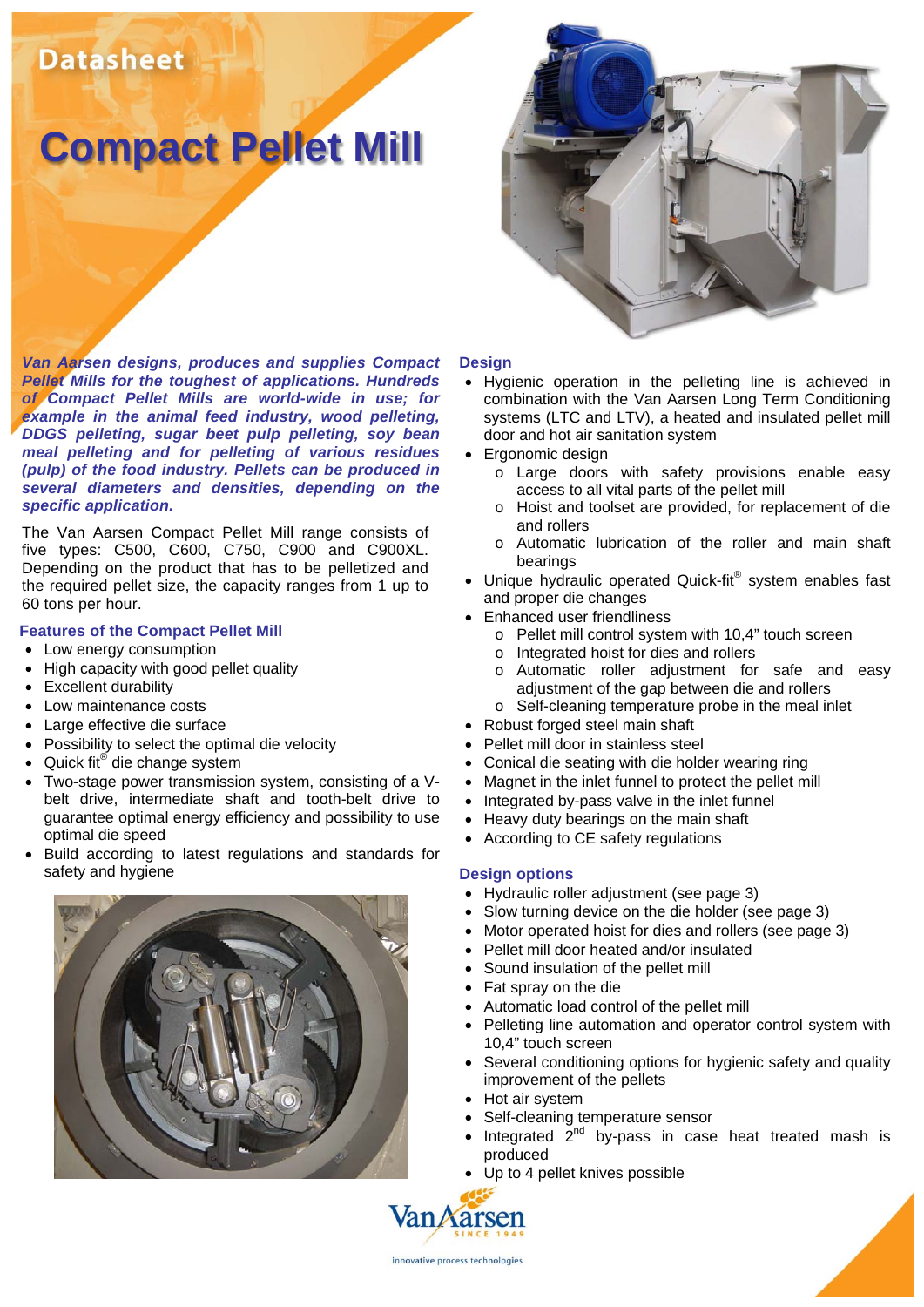Datasheet

# Compact Pellet Mill

***Van Aarsen designs, produces and supplies Compact Pellet Mills for the toughest of applications. Hundreds of Compact Pellet Mills are world-wide in use; for example in the animal feed industry, wood pelleting, DDGS pelleting, sugar beet pulp pelleting, soy bean meal pelleting and for pelleting of various residues (pulp) of the food industry. Pellets can be produced in several diameters and densities, depending on the specific application.***

The Van Aarsen Compact Pellet Mill range consists of five types: C500, C600, C750, C900 and C900XL. Depending on the product that has to be pelletized and the required pellet size, the capacity ranges from 1 up to 60 tons per hour.

## Features of the Compact Pellet Mill

- Low energy consumption
- High capacity with good pellet quality
- Excellent durability
- Low maintenance costs
- Large effective die surface
- Possibility to select the optimal die velocity
- Quick fit® die change system
- Two-stage power transmission system, consisting of a V-belt drive, intermediate shaft and tooth-belt drive to guarantee optimal energy efficiency and possibility to use optimal die speed
- Build according to latest regulations and standards for safety and hygiene

## Design

- Hygienic operation in the pelleting line is achieved in combination with the Van Aarsen Long Term Conditioning systems (LTC and LTV), a heated and insulated pellet mill door and hot air sanitation system
- Ergonomic design
  - Large doors with safety provisions enable easy access to all vital parts of the pellet mill
  - Hoist and toolset are provided, for replacement of die and rollers
  - Automatic lubrication of the roller and main shaft bearings
- Unique hydraulic operated Quick-fit® system enables fast and proper die changes
- Enhanced user friendliness
  - Pellet mill control system with 10,4" touch screen
  - Integrated hoist for dies and rollers
  - Automatic roller adjustment for safe and easy adjustment of the gap between die and rollers
  - Self-cleaning temperature probe in the meal inlet
- Robust forged steel main shaft
- Pellet mill door in stainless steel
- Conical die seating with die holder wearing ring
- Magnet in the inlet funnel to protect the pellet mill
- Integrated by-pass valve in the inlet funnel
- Heavy duty bearings on the main shaft
- According to CE safety regulations

## Design options

- Hydraulic roller adjustment (see page 3)
- Slow turning device on the die holder (see page 3)
- Motor operated hoist for dies and rollers (see page 3)
- Pellet mill door heated and/or insulated
- Sound insulation of the pellet mill
- Fat spray on the die
- Automatic load control of the pellet mill
- Pelleting line automation and operator control system with 10,4" touch screen
- Several conditioning options for hygienic safety and quality improvement of the pellets
- Hot air system
- Self-cleaning temperature sensor
- Integrated 2nd by-pass in case heat treated mash is produced
- Up to 4 pellet knives possible

Van Aarsen SINCE 1949

innovative process technologies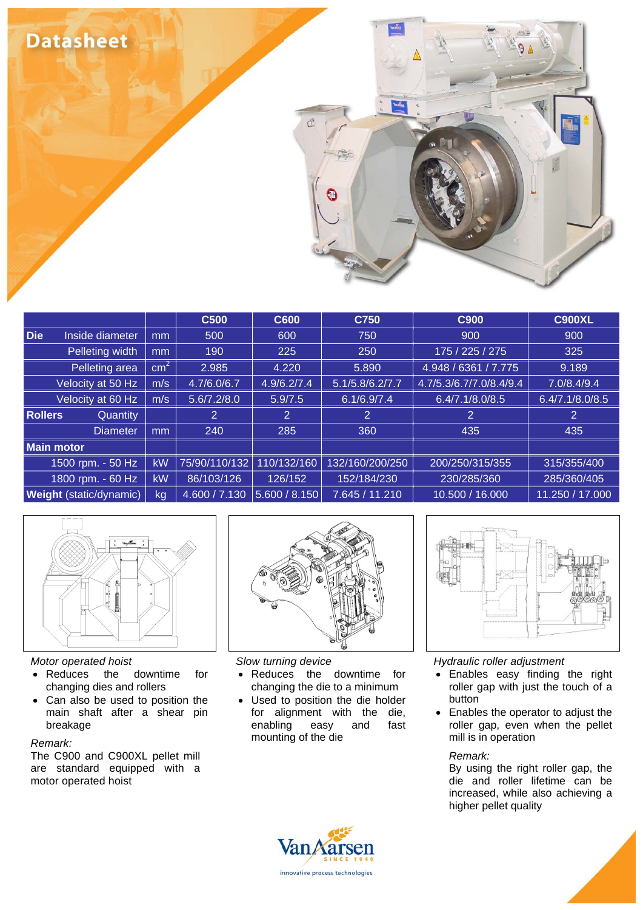# Datasheet

| | | C500 | C600 | C750 | C900 | C900XL |
|---|---|---|---|---|---|---|
| **Die** Inside diameter | mm | 500 | 600 | 750 | 900 | 900 |
| Pelleting width | mm | 190 | 225 | 250 | 175 / 225 / 275 | 325 |
| Pelleting area | $cm^2$ | 2.985 | 4.220 | 5.890 | 4.948 / 6361 / 7.775 | 9.189 |
| Velocity at 50 Hz | m/s | 4.7/6.0/6.7 | 4.9/6.2/7.4 | 5.1/5.8/6.2/7.7 | 4.7/5.3/6.7/7.0/8.4/9.4 | 7.0/8.4/9.4 |
| Velocity at 60 Hz | m/s | 5.6/7.2/8.0 | 5.9/7.5 | 6.1/6.9/7.4 | 6.4/7.1/8.0/8.5 | 6.4/7.1/8.0/8.5 |
| **Rollers** Quantity | | 2 | 2 | 2 | 2 | 2 |
| Diameter | mm | 240 | 285 | 360 | 435 | 435 |
| **Main motor** | | | | | | |
| 1500 rpm. - 50 Hz | kW | 75/90/110/132 | 110/132/160 | 132/160/200/250 | 200/250/315/355 | 315/355/400 |
| 1800 rpm. - 60 Hz | kW | 86/103/126 | 126/152 | 152/184/230 | 230/285/360 | 285/360/405 |
| **Weight** (static/dynamic) | kg | 4.600 / 7.130 | 5.600 / 8.150 | 7.645 / 11.210 | 10.500 / 16.000 | 11.250 / 17.000 |

*Motor operated hoist*

- Reduces the downtime for changing dies and rollers
- Can also be used to position the main shaft after a shear pin breakage

*Remark:*
The C900 and C900XL pellet mill are standard equipped with a motor operated hoist

*Slow turning device*

- Reduces the downtime for changing the die to a minimum
- Used to position the die holder for alignment with the die, enabling easy and fast mounting of the die

*Hydraulic roller adjustment*

- Enables easy finding the right roller gap with just the touch of a button
- Enables the operator to adjust the roller gap, even when the pellet mill is in operation

*Remark:*
By using the right roller gap, the die and roller lifetime can be increased, while also achieving a higher pellet quality

Van Aarsen
SINCE 1949
innovative process technologies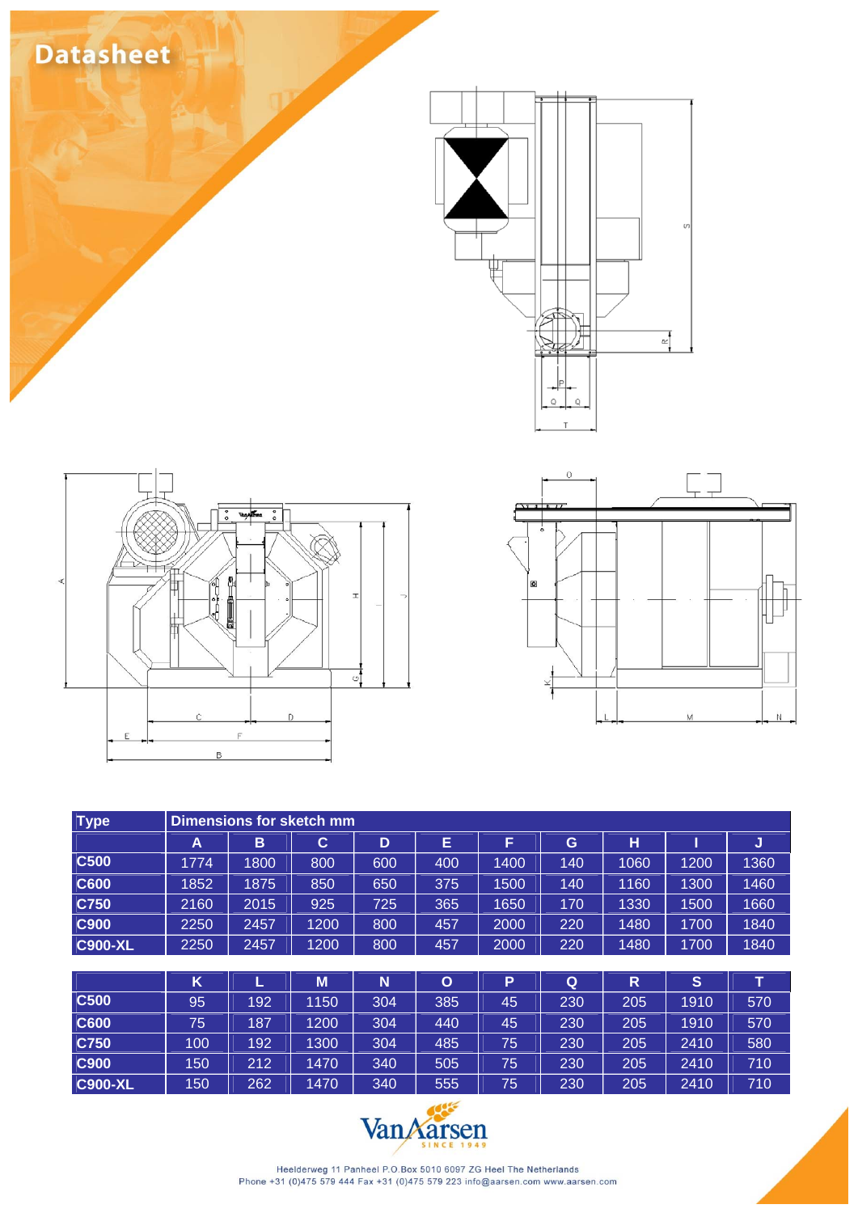# Datasheet

| Type | Dimensions for sketch mm | | | | | | | | | |
|---|---|---|---|---|---|---|---|---|---|---|
| | A | B | C | D | E | F | G | H | I | J |
| C500 | 1774 | 1800 | 800 | 600 | 400 | 1400 | 140 | 1060 | 1200 | 1360 |
| C600 | 1852 | 1875 | 850 | 650 | 375 | 1500 | 140 | 1160 | 1300 | 1460 |
| C750 | 2160 | 2015 | 925 | 725 | 365 | 1650 | 170 | 1330 | 1500 | 1660 |
| C900 | 2250 | 2457 | 1200 | 800 | 457 | 2000 | 220 | 1480 | 1700 | 1840 |
| C900-XL | 2250 | 2457 | 1200 | 800 | 457 | 2000 | 220 | 1480 | 1700 | 1840 |

| | K | L | M | N | O | P | Q | R | S | T |
|---|---|---|---|---|---|---|---|---|---|---|
| C500 | 95 | 192 | 1150 | 304 | 385 | 45 | 230 | 205 | 1910 | 570 |
| C600 | 75 | 187 | 1200 | 304 | 440 | 45 | 230 | 205 | 1910 | 570 |
| C750 | 100 | 192 | 1300 | 304 | 485 | 75 | 230 | 205 | 2410 | 580 |
| C900 | 150 | 212 | 1470 | 340 | 505 | 75 | 230 | 205 | 2410 | 710 |
| C900-XL | 150 | 262 | 1470 | 340 | 555 | 75 | 230 | 205 | 2410 | 710 |

Van Aarsen SINCE 1949

Heelderweg 11 Panheel P.O.Box 5010 6097 ZG Heel The Netherlands
Phone +31 (0)475 579 444 Fax +31 (0)475 579 223 info@aarsen.com www.aarsen.com